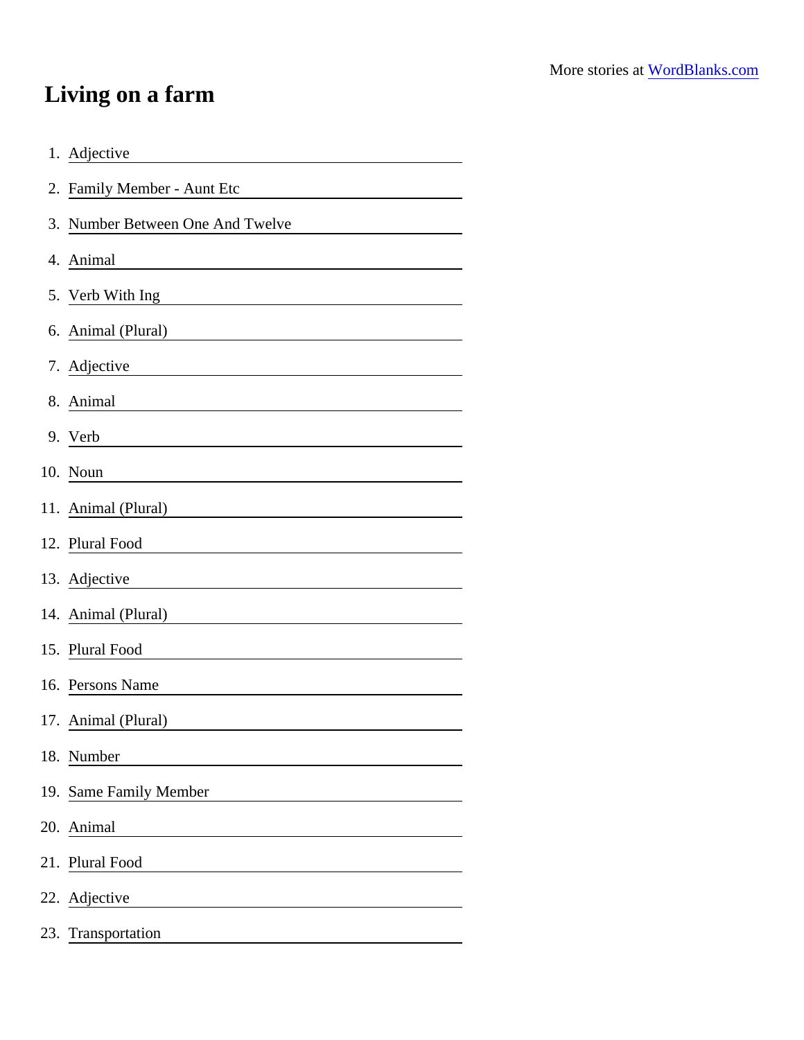More stories at [WordBlanks.com](https://www.wordblanks.com)

# Living on a farm

1. Adjective ______________________
2. Family Member - Aunt Etc ______________________
3. Number Between One And Twelve ______________________
4. Animal ______________________
5. Verb With Ing ______________________
6. Animal (Plural) ______________________
7. Adjective ______________________
8. Animal ______________________
9. Verb ______________________
10. Noun ______________________
11. Animal (Plural) ______________________
12. Plural Food ______________________
13. Adjective ______________________
14. Animal (Plural) ______________________
15. Plural Food ______________________
16. Persons Name ______________________
17. Animal (Plural) ______________________
18. Number ______________________
19. Same Family Member ______________________
20. Animal ______________________
21. Plural Food ______________________
22. Adjective ______________________
23. Transportation ______________________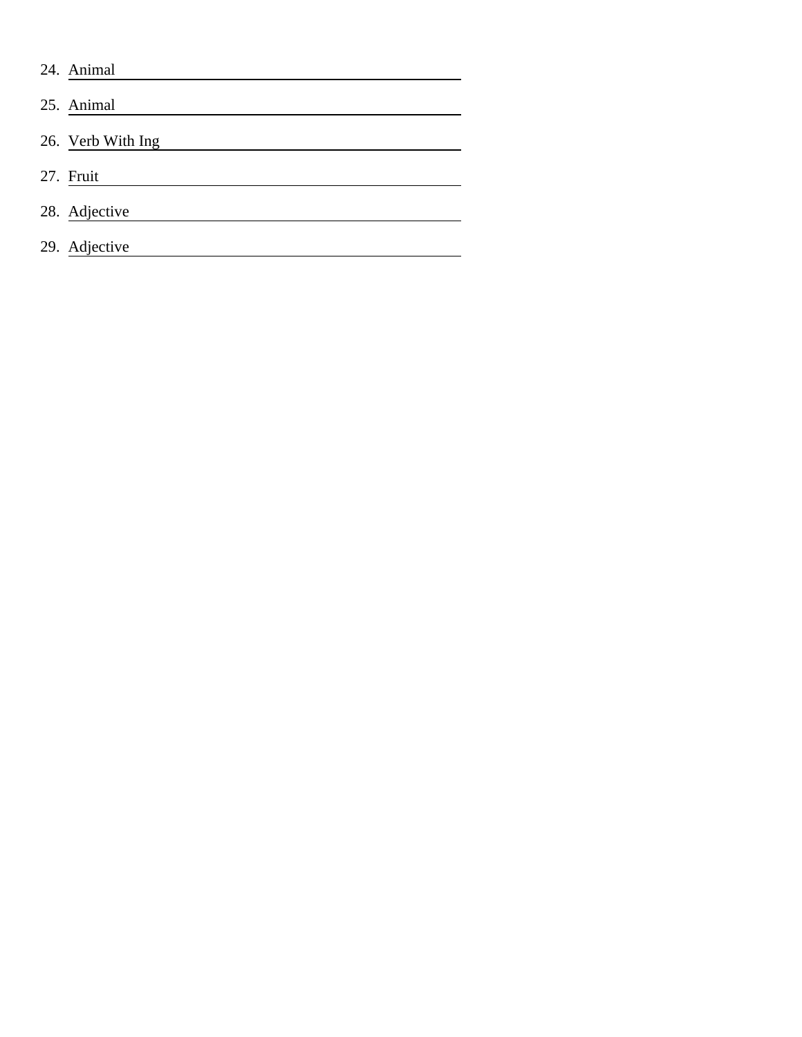24. Animal ______________________________

25. Animal ______________________________

26. Verb With Ing ______________________________

27. Fruit ______________________________

28. Adjective ______________________________

29. Adjective ______________________________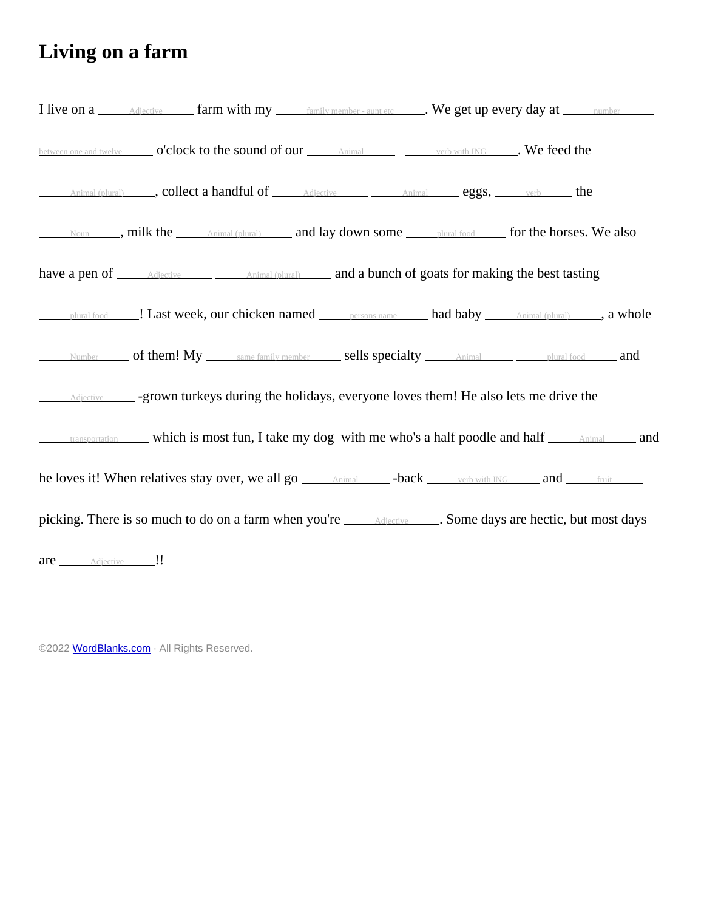# Living on a farm

I live on a _____Adjective_____ farm with my _____family member - aunt etc_____. We get up every day at _____number between one and twelve_____ o'clock to the sound of our _____Animal_____ _____verb with ING_____. We feed the _____Animal (plural)_____, collect a handful of _____Adjective_____ _____Animal_____ eggs, _____verb_____ the _____Noun_____, milk the _____Animal (plural)_____ and lay down some _____plural food_____ for the horses. We also have a pen of _____Adjective_____ _____Animal (plural)_____ and a bunch of goats for making the best tasting _____plural food_____! Last week, our chicken named _____persons name_____ had baby _____Animal (plural)_____, a whole _____Number_____ of them! My _____same family member_____ sells specialty _____Animal_____ _____plural food_____ and _____Adjective_____ -grown turkeys during the holidays, everyone loves them! He also lets me drive the _____transportation_____ which is most fun, I take my dog with me who's a half poodle and half _____Animal_____ and he loves it! When relatives stay over, we all go _____Animal_____ -back _____verb with ING_____ and _____fruit_____ picking. There is so much to do on a farm when you're _____Adjective_____. Some days are hectic, but most days are _____Adjective_____!!

©2022 WordBlanks.com · All Rights Reserved.